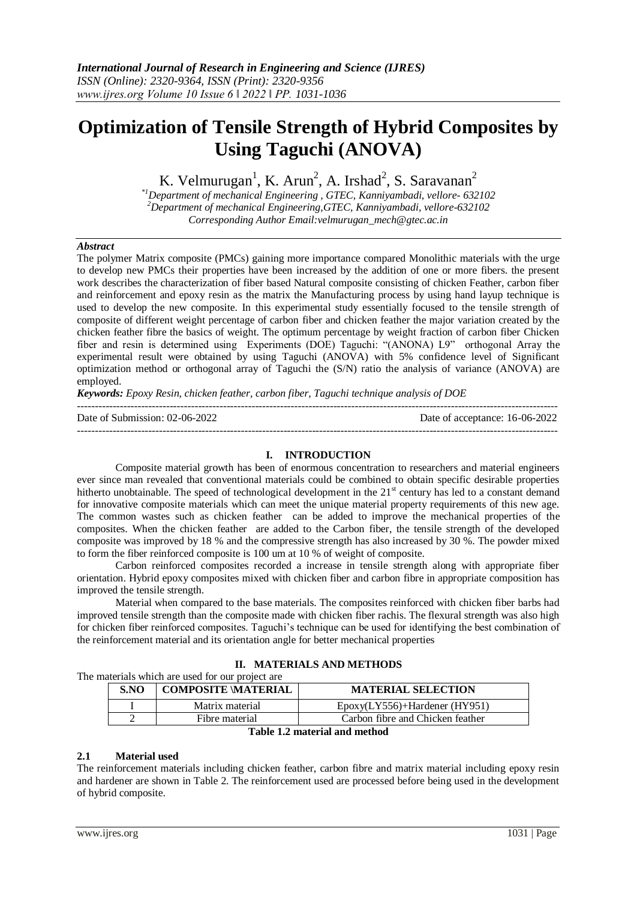# Optimization of Tensile Strength of Hybrid Composites by Using Taguchi (ANOVA)

K. Velmurugan[1], K. Arun[2], A. Irshad[2], S. Saravanan[2]

[*1]Department of mechanical Engineering , GTEC, Kanniyambadi, vellore- 632102
[2]Department of mechanical Engineering,GTEC, Kanniyambadi, vellore-632102
Corresponding Author Email:velmurugan_mech@gtec.ac.in

***Abstract***

The polymer Matrix composite (PMCs) gaining more importance compared Monolithic materials with the urge to develop new PMCs their properties have been increased by the addition of one or more fibers. the present work describes the characterization of fiber based Natural composite consisting of chicken Feather, carbon fiber and reinforcement and epoxy resin as the matrix the Manufacturing process by using hand layup technique is used to develop the new composite. In this experimental study essentially focused to the tensile strength of composite of different weight percentage of carbon fiber and chicken feather the major variation created by the chicken feather fibre the basics of weight. The optimum percentage by weight fraction of carbon fiber Chicken fiber and resin is determined using Experiments (DOE) Taguchi: "(ANONA) L9" orthogonal Array the experimental result were obtained by using Taguchi (ANOVA) with 5% confidence level of Significant optimization method or orthogonal array of Taguchi the (S/N) ratio the analysis of variance (ANOVA) are employed.

***Keywords:*** *Epoxy Resin, chicken feather, carbon fiber, Taguchi technique analysis of DOE*

---

Date of Submission: 02-06-2022 Date of acceptance: 16-06-2022

---

## I. INTRODUCTION

Composite material growth has been of enormous concentration to researchers and material engineers ever since man revealed that conventional materials could be combined to obtain specific desirable properties hitherto unobtainable. The speed of technological development in the 21st century has led to a constant demand for innovative composite materials which can meet the unique material property requirements of this new age. The common wastes such as chicken feather can be added to improve the mechanical properties of the composites. When the chicken feather are added to the Carbon fiber, the tensile strength of the developed composite was improved by 18 % and the compressive strength has also increased by 30 %. The powder mixed to form the fiber reinforced composite is 100 um at 10 % of weight of composite.

Carbon reinforced composites recorded a increase in tensile strength along with appropriate fiber orientation. Hybrid epoxy composites mixed with chicken fiber and carbon fibre in appropriate composition has improved the tensile strength.

Material when compared to the base materials. The composites reinforced with chicken fiber barbs had improved tensile strength than the composite made with chicken fiber rachis. The flexural strength was also high for chicken fiber reinforced composites. Taguchi's technique can be used for identifying the best combination of the reinforcement material and its orientation angle for better mechanical properties

## II. MATERIALS AND METHODS

The materials which are used for our project are

| S.NO | COMPOSITE \MATERIAL | MATERIAL SELECTION |
|---|---|---|
| I | Matrix material | Epoxy(LY556)+Hardener (HY951) |
| 2 | Fibre material | Carbon fibre and Chicken feather |

**Table 1.2 material and method**

### 2.1 Material used

The reinforcement materials including chicken feather, carbon fibre and matrix material including epoxy resin and hardener are shown in Table 2. The reinforcement used are processed before being used in the development of hybrid composite.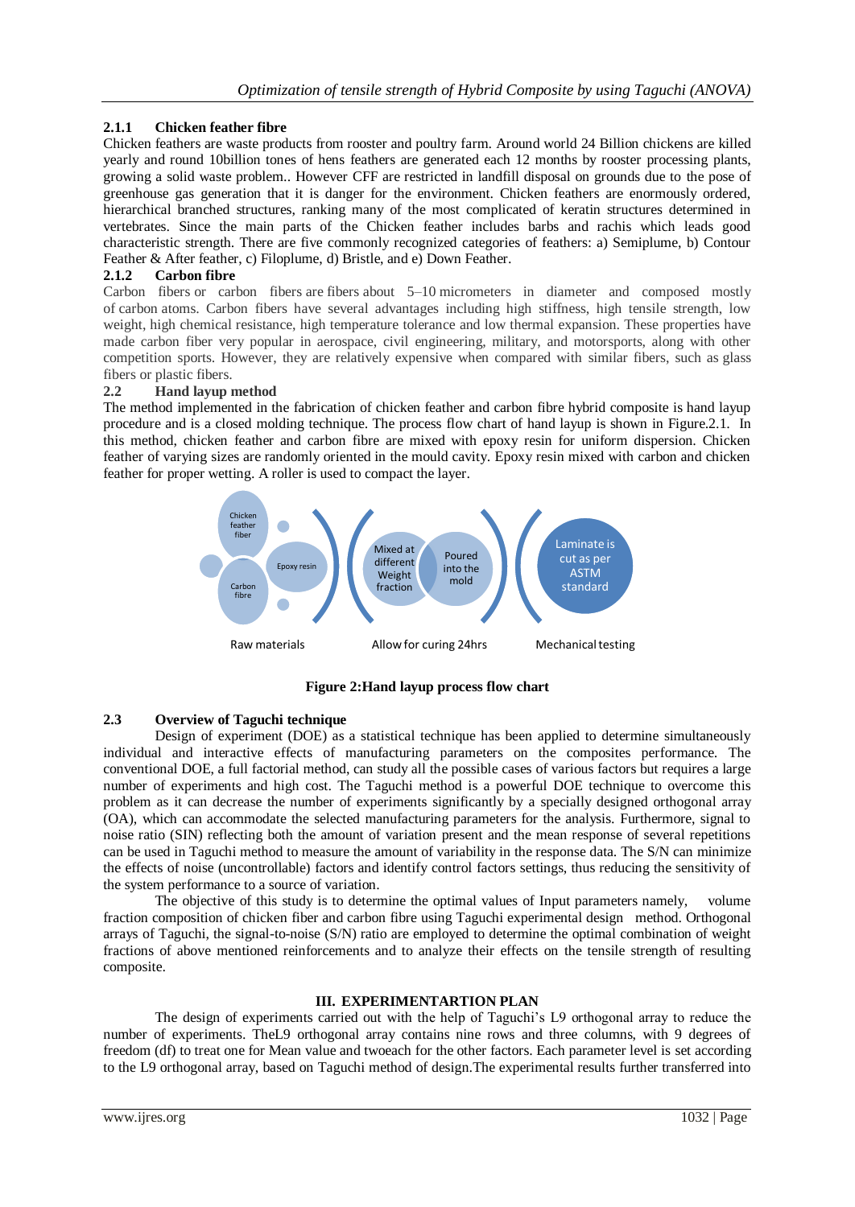### 2.1.1 Chicken feather fibre

Chicken feathers are waste products from rooster and poultry farm. Around world 24 Billion chickens are killed yearly and round 10billion tones of hens feathers are generated each 12 months by rooster processing plants, growing a solid waste problem.. However CFF are restricted in landfill disposal on grounds due to the pose of greenhouse gas generation that it is danger for the environment. Chicken feathers are enormously ordered, hierarchical branched structures, ranking many of the most complicated of keratin structures determined in vertebrates. Since the main parts of the Chicken feather includes barbs and rachis which leads good characteristic strength. There are five commonly recognized categories of feathers: a) Semiplume, b) Contour Feather & After feather, c) Filoplume, d) Bristle, and e) Down Feather.

### 2.1.2 Carbon fibre

Carbon fibers or carbon fibers are fibers about 5–10 micrometers in diameter and composed mostly of carbon atoms. Carbon fibers have several advantages including high stiffness, high tensile strength, low weight, high chemical resistance, high temperature tolerance and low thermal expansion. These properties have made carbon fiber very popular in aerospace, civil engineering, military, and motorsports, along with other competition sports. However, they are relatively expensive when compared with similar fibers, such as glass fibers or plastic fibers.

### 2.2 Hand layup method

The method implemented in the fabrication of chicken feather and carbon fibre hybrid composite is hand layup procedure and is a closed molding technique. The process flow chart of hand layup is shown in Figure.2.1. In this method, chicken feather and carbon fibre are mixed with epoxy resin for uniform dispersion. Chicken feather of varying sizes are randomly oriented in the mould cavity. Epoxy resin mixed with carbon and chicken feather for proper wetting. A roller is used to compact the layer.

Chicken feather fiber | Epoxy resin | Carbon fibre — Raw materials

Mixed at different Weight fraction | Poured into the mold — Allow for curing 24hrs

Laminate is cut as per ASTM standard — Mechanical testing

**Figure 2:Hand layup process flow chart**

### 2.3 Overview of Taguchi technique

Design of experiment (DOE) as a statistical technique has been applied to determine simultaneously individual and interactive effects of manufacturing parameters on the composites performance. The conventional DOE, a full factorial method, can study all the possible cases of various factors but requires a large number of experiments and high cost. The Taguchi method is a powerful DOE technique to overcome this problem as it can decrease the number of experiments significantly by a specially designed orthogonal array (OA), which can accommodate the selected manufacturing parameters for the analysis. Furthermore, signal to noise ratio (SIN) reflecting both the amount of variation present and the mean response of several repetitions can be used in Taguchi method to measure the amount of variability in the response data. The S/N can minimize the effects of noise (uncontrollable) factors and identify control factors settings, thus reducing the sensitivity of the system performance to a source of variation.

The objective of this study is to determine the optimal values of Input parameters namely, volume fraction composition of chicken fiber and carbon fibre using Taguchi experimental design method. Orthogonal arrays of Taguchi, the signal-to-noise (S/N) ratio are employed to determine the optimal combination of weight fractions of above mentioned reinforcements and to analyze their effects on the tensile strength of resulting composite.

## III. EXPERIMENTARTION PLAN

The design of experiments carried out with the help of Taguchi's L9 orthogonal array to reduce the number of experiments. TheL9 orthogonal array contains nine rows and three columns, with 9 degrees of freedom (df) to treat one for Mean value and twoeach for the other factors. Each parameter level is set according to the L9 orthogonal array, based on Taguchi method of design.The experimental results further transferred into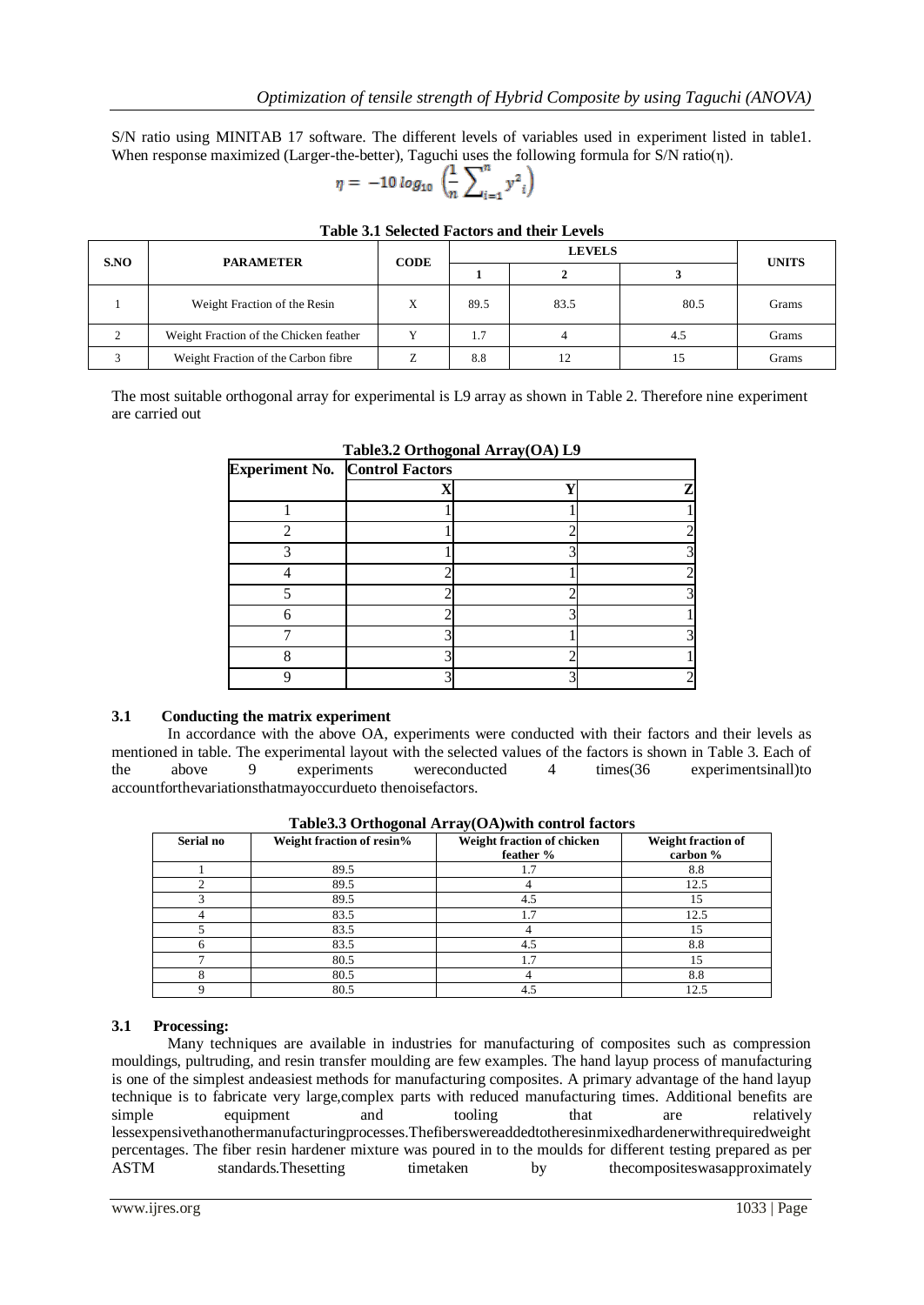S/N ratio using MINITAB 17 software. The different levels of variables used in experiment listed in table1. When response maximized (Larger-the-better), Taguchi uses the following formula for S/N ratio(η).

$$\eta = -10\log_{10}\left(\frac{1}{n}\sum_{i=1}^{n} y^2{}_i\right)$$

**Table 3.1 Selected Factors and their Levels**

| S.NO | PARAMETER | CODE | LEVELS | | | UNITS |
|---|---|---|---|---|---|---|
| | | | 1 | 2 | 3 | |
| 1 | Weight Fraction of the Resin | X | 89.5 | 83.5 | 80.5 | Grams |
| 2 | Weight Fraction of the Chicken feather | Y | 1.7 | 4 | 4.5 | Grams |
| 3 | Weight Fraction of the Carbon fibre | Z | 8.8 | 12 | 15 | Grams |

The most suitable orthogonal array for experimental is L9 array as shown in Table 2. Therefore nine experiment are carried out

**Table3.2 Orthogonal Array(OA) L9**

| Experiment No. | Control Factors | | |
|---|---|---|---|
| | X | Y | Z |
| 1 | 1 | 1 | 1 |
| 2 | 1 | 2 | 2 |
| 3 | 1 | 3 | 3 |
| 4 | 2 | 1 | 2 |
| 5 | 2 | 2 | 3 |
| 6 | 2 | 3 | 1 |
| 7 | 3 | 1 | 3 |
| 8 | 3 | 2 | 1 |
| 9 | 3 | 3 | 2 |

### 3.1 Conducting the matrix experiment

In accordance with the above OA, experiments were conducted with their factors and their levels as mentioned in table. The experimental layout with the selected values of the factors is shown in Table 3. Each of the above 9 experiments wereconducted 4 times(36 experimentsinall)to accountforthevariationsthatmayoccurdueto thenoisefactors.

**Table3.3 Orthogonal Array(OA)with control factors**

| Serial no | Weight fraction of resin% | Weight fraction of chicken feather % | Weight fraction of carbon % |
|---|---|---|---|
| 1 | 89.5 | 1.7 | 8.8 |
| 2 | 89.5 | 4 | 12.5 |
| 3 | 89.5 | 4.5 | 15 |
| 4 | 83.5 | 1.7 | 12.5 |
| 5 | 83.5 | 4 | 15 |
| 6 | 83.5 | 4.5 | 8.8 |
| 7 | 80.5 | 1.7 | 15 |
| 8 | 80.5 | 4 | 8.8 |
| 9 | 80.5 | 4.5 | 12.5 |

### 3.1 Processing:

Many techniques are available in industries for manufacturing of composites such as compression mouldings, pultruding, and resin transfer moulding are few examples. The hand layup process of manufacturing is one of the simplest andeasiest methods for manufacturing composites. A primary advantage of the hand layup technique is to fabricate very large,complex parts with reduced manufacturing times. Additional benefits are simple equipment and tooling that are relatively lessexpensivethanothermanufacturingprocesses.Thefiberswereaddedtotheresinmixedhardenerwithrequiredweight percentages. The fiber resin hardener mixture was poured in to the moulds for different testing prepared as per ASTM standards.Thesetting timetaken by thecompositeswasapproximately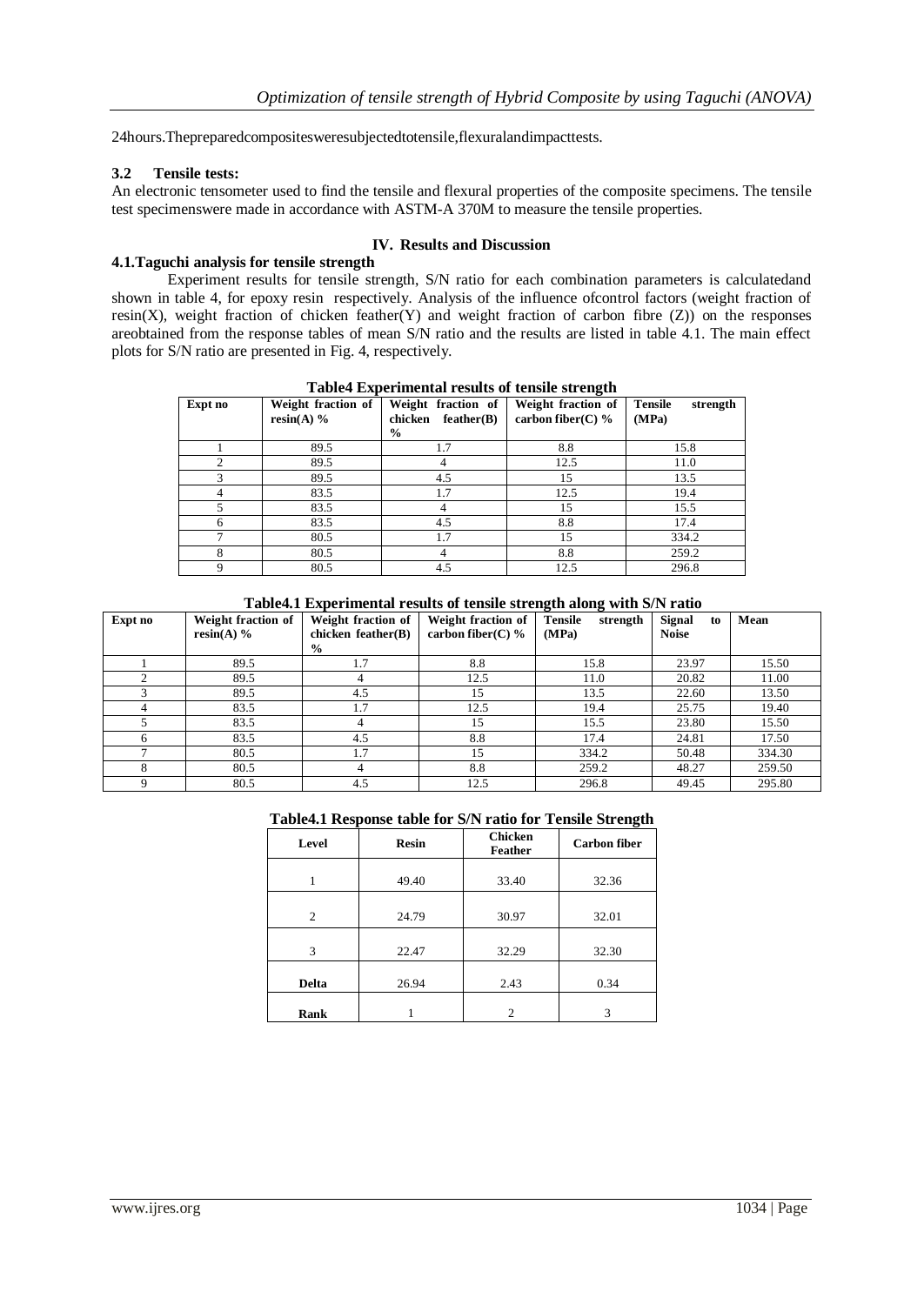24hours.Thepreparedcompositesweresubjectedtotensile,flexuralandimpacttests.

### 3.2 Tensile tests:

An electronic tensometer used to find the tensile and flexural properties of the composite specimens. The tensile test specimenswere made in accordance with ASTM-A 370M to measure the tensile properties.

## IV. Results and Discussion

### 4.1.Taguchi analysis for tensile strength

Experiment results for tensile strength, S/N ratio for each combination parameters is calculatedand shown in table 4, for epoxy resin respectively. Analysis of the influence ofcontrol factors (weight fraction of resin(X), weight fraction of chicken feather(Y) and weight fraction of carbon fibre (Z)) on the responses areobtained from the response tables of mean S/N ratio and the results are listed in table 4.1. The main effect plots for S/N ratio are presented in Fig. 4, respectively.

**Table4 Experimental results of tensile strength**

| Expt no | Weight fraction of resin(A) % | Weight fraction of chicken feather(B) % | Weight fraction of carbon fiber(C) % | Tensile strength (MPa) |
|---|---|---|---|---|
| 1 | 89.5 | 1.7 | 8.8 | 15.8 |
| 2 | 89.5 | 4 | 12.5 | 11.0 |
| 3 | 89.5 | 4.5 | 15 | 13.5 |
| 4 | 83.5 | 1.7 | 12.5 | 19.4 |
| 5 | 83.5 | 4 | 15 | 15.5 |
| 6 | 83.5 | 4.5 | 8.8 | 17.4 |
| 7 | 80.5 | 1.7 | 15 | 334.2 |
| 8 | 80.5 | 4 | 8.8 | 259.2 |
| 9 | 80.5 | 4.5 | 12.5 | 296.8 |

**Table4.1 Experimental results of tensile strength along with S/N ratio**

| Expt no | Weight fraction of resin(A) % | Weight fraction of chicken feather(B) % | Weight fraction of carbon fiber(C) % | Tensile strength (MPa) | Signal to Noise | Mean |
|---|---|---|---|---|---|---|
| 1 | 89.5 | 1.7 | 8.8 | 15.8 | 23.97 | 15.50 |
| 2 | 89.5 | 4 | 12.5 | 11.0 | 20.82 | 11.00 |
| 3 | 89.5 | 4.5 | 15 | 13.5 | 22.60 | 13.50 |
| 4 | 83.5 | 1.7 | 12.5 | 19.4 | 25.75 | 19.40 |
| 5 | 83.5 | 4 | 15 | 15.5 | 23.80 | 15.50 |
| 6 | 83.5 | 4.5 | 8.8 | 17.4 | 24.81 | 17.50 |
| 7 | 80.5 | 1.7 | 15 | 334.2 | 50.48 | 334.30 |
| 8 | 80.5 | 4 | 8.8 | 259.2 | 48.27 | 259.50 |
| 9 | 80.5 | 4.5 | 12.5 | 296.8 | 49.45 | 295.80 |

**Table4.1 Response table for S/N ratio for Tensile Strength**

| Level | Resin | Chicken Feather | Carbon fiber |
|---|---|---|---|
| 1 | 49.40 | 33.40 | 32.36 |
| 2 | 24.79 | 30.97 | 32.01 |
| 3 | 22.47 | 32.29 | 32.30 |
| Delta | 26.94 | 2.43 | 0.34 |
| Rank | 1 | 2 | 3 |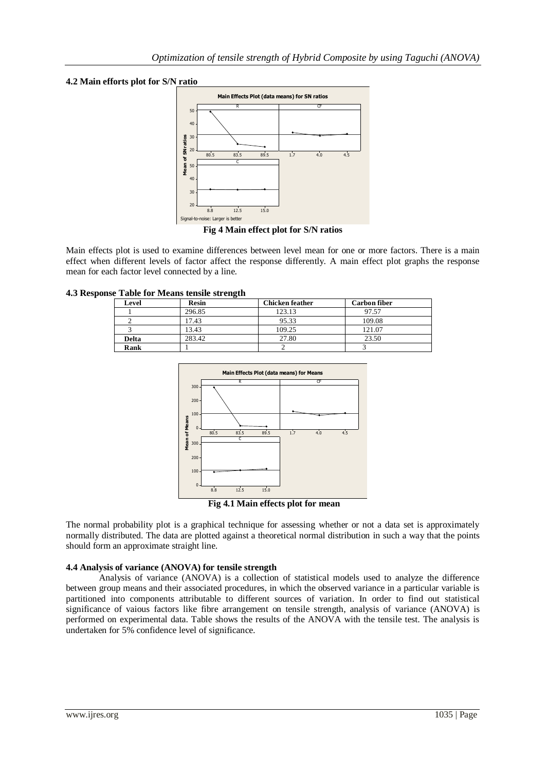### 4.2 Main efforts plot for S/N ratio

**Fig 4 Main effect plot for S/N ratios**

Main effects plot is used to examine differences between level mean for one or more factors. There is a main effect when different levels of factor affect the response differently. A main effect plot graphs the response mean for each factor level connected by a line.

### 4.3 Response Table for Means tensile strength

| Level | Resin | Chicken feather | Carbon fiber |
|---|---|---|---|
| 1 | 296.85 | 123.13 | 97.57 |
| 2 | 17.43 | 95.33 | 109.08 |
| 3 | 13.43 | 109.25 | 121.07 |
| **Delta** | 283.42 | 27.80 | 23.50 |
| **Rank** | 1 | 2 | 3 |

**Fig 4.1 Main effects plot for mean**

The normal probability plot is a graphical technique for assessing whether or not a data set is approximately normally distributed. The data are plotted against a theoretical normal distribution in such a way that the points should form an approximate straight line.

### 4.4 Analysis of variance (ANOVA) for tensile strength

Analysis of variance (ANOVA) is a collection of statistical models used to analyze the difference between group means and their associated procedures, in which the observed variance in a particular variable is partitioned into components attributable to different sources of variation. In order to find out statistical significance of vaious factors like fibre arrangement on tensile strength, analysis of variance (ANOVA) is performed on experimental data. Table shows the results of the ANOVA with the tensile test. The analysis is undertaken for 5% confidence level of significance.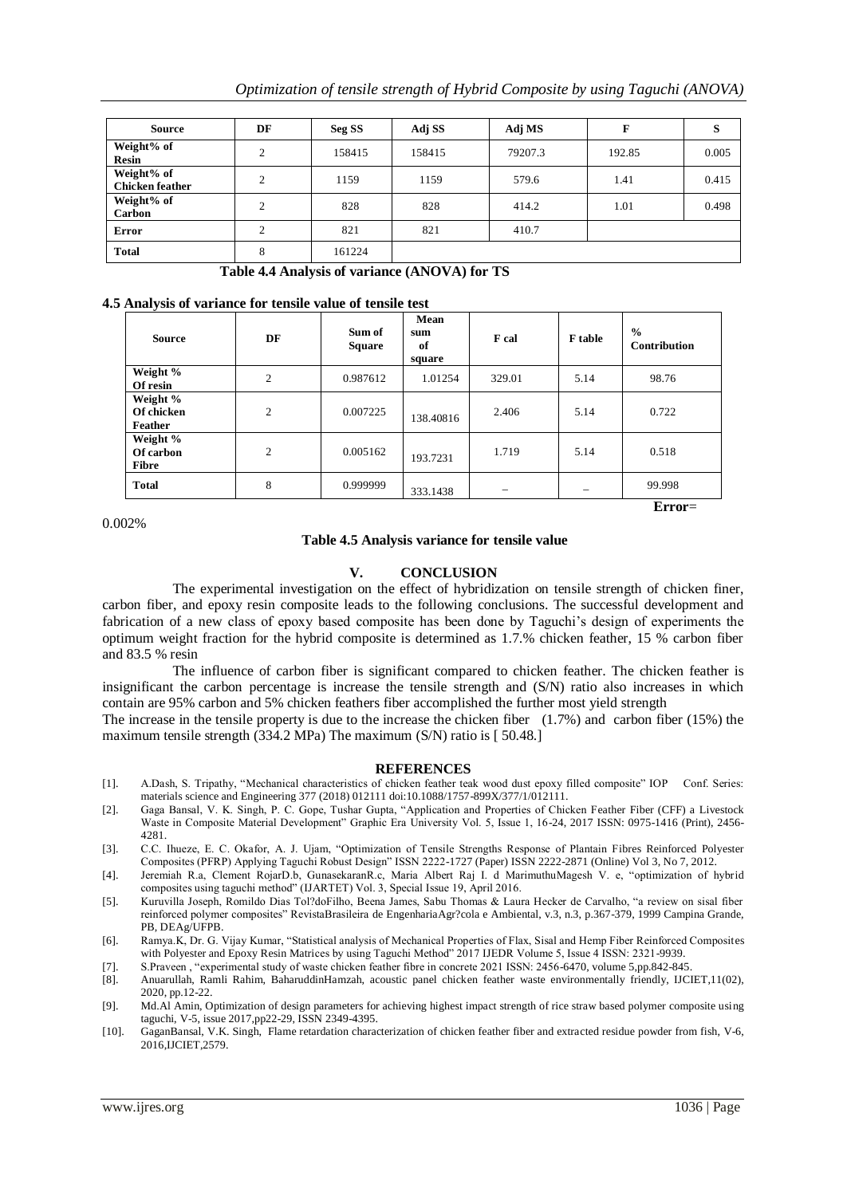| Source | DF | Seg SS | Adj SS | Adj MS | F | S |
|---|---|---|---|---|---|---|
| Weight% of Resin | 2 | 158415 | 158415 | 79207.3 | 192.85 | 0.005 |
| Weight% of Chicken feather | 2 | 1159 | 1159 | 579.6 | 1.41 | 0.415 |
| Weight% of Carbon | 2 | 828 | 828 | 414.2 | 1.01 | 0.498 |
| Error | 2 | 821 | 821 | 410.7 | | |
| Total | 8 | 161224 | | | | |

**Table 4.4 Analysis of variance (ANOVA) for TS**

### 4.5 Analysis of variance for tensile value of tensile test

| Source | DF | Sum of Square | Mean sum of square | F cal | F table | % Contribution |
|---|---|---|---|---|---|---|
| Weight % Of resin | 2 | 0.987612 | 1.01254 | 329.01 | 5.14 | 98.76 |
| Weight % Of chicken Feather | 2 | 0.007225 | 138.40816 | 2.406 | 5.14 | 0.722 |
| Weight % Of carbon Fibre | 2 | 0.005162 | 193.7231 | 1.719 | 5.14 | 0.518 |
| Total | 8 | 0.999999 | 333.1438 | – | – | 99.998 |

**Error**= 0.002%

**Table 4.5 Analysis variance for tensile value**

## V. CONCLUSION

The experimental investigation on the effect of hybridization on tensile strength of chicken finer, carbon fiber, and epoxy resin composite leads to the following conclusions. The successful development and fabrication of a new class of epoxy based composite has been done by Taguchi's design of experiments the optimum weight fraction for the hybrid composite is determined as 1.7.% chicken feather, 15 % carbon fiber and 83.5 % resin

The influence of carbon fiber is significant compared to chicken feather. The chicken feather is insignificant the carbon percentage is increase the tensile strength and (S/N) ratio also increases in which contain are 95% carbon and 5% chicken feathers fiber accomplished the further most yield strength

The increase in the tensile property is due to the increase the chicken fiber (1.7%) and carbon fiber (15%) the maximum tensile strength (334.2 MPa) The maximum (S/N) ratio is [ 50.48.]

## REFERENCES

[1]. A.Dash, S. Tripathy, "Mechanical characteristics of chicken feather teak wood dust epoxy filled composite" IOP Conf. Series: materials science and Engineering 377 (2018) 012111 doi:10.1088/1757-899X/377/1/012111.

[2]. Gaga Bansal, V. K. Singh, P. C. Gope, Tushar Gupta, "Application and Properties of Chicken Feather Fiber (CFF) a Livestock Waste in Composite Material Development" Graphic Era University Vol. 5, Issue 1, 16-24, 2017 ISSN: 0975-1416 (Print), 2456-4281.

[3]. C.C. Ihueze, E. C. Okafor, A. J. Ujam, "Optimization of Tensile Strengths Response of Plantain Fibres Reinforced Polyester Composites (PFRP) Applying Taguchi Robust Design" ISSN 2222-1727 (Paper) ISSN 2222-2871 (Online) Vol 3, No 7, 2012.

[4]. Jeremiah R.a, Clement RojarD.b, GunasekaranR.c, Maria Albert Raj I. d MarimuthuMagesh V. e, "optimization of hybrid composites using taguchi method" (IJARTET) Vol. 3, Special Issue 19, April 2016.

[5]. Kuruvilla Joseph, Romildo Dias Tol?doFilho, Beena James, Sabu Thomas & Laura Hecker de Carvalho, "a review on sisal fiber reinforced polymer composites" RevistaBrasileira de EngenhariaAgr?cola e Ambiental, v.3, n.3, p.367-379, 1999 Campina Grande, PB, DEAg/UFPB.

[6]. Ramya.K, Dr. G. Vijay Kumar, "Statistical analysis of Mechanical Properties of Flax, Sisal and Hemp Fiber Reinforced Composites with Polyester and Epoxy Resin Matrices by using Taguchi Method" 2017 IJEDR Volume 5, Issue 4 ISSN: 2321-9939.

[7]. S.Praveen , "experimental study of waste chicken feather fibre in concrete 2021 ISSN: 2456-6470, volume 5,pp.842-845.

[8]. Anuarullah, Ramli Rahim, BaharuddinHamzah, acoustic panel chicken feather waste environmentally friendly, IJCIET,11(02), 2020, pp.12-22.

[9]. Md.Al Amin, Optimization of design parameters for achieving highest impact strength of rice straw based polymer composite using taguchi, V-5, issue 2017,pp22-29, ISSN 2349-4395.

[10]. GaganBansal, V.K. Singh, Flame retardation characterization of chicken feather fiber and extracted residue powder from fish, V-6, 2016,IJCIET,2579.